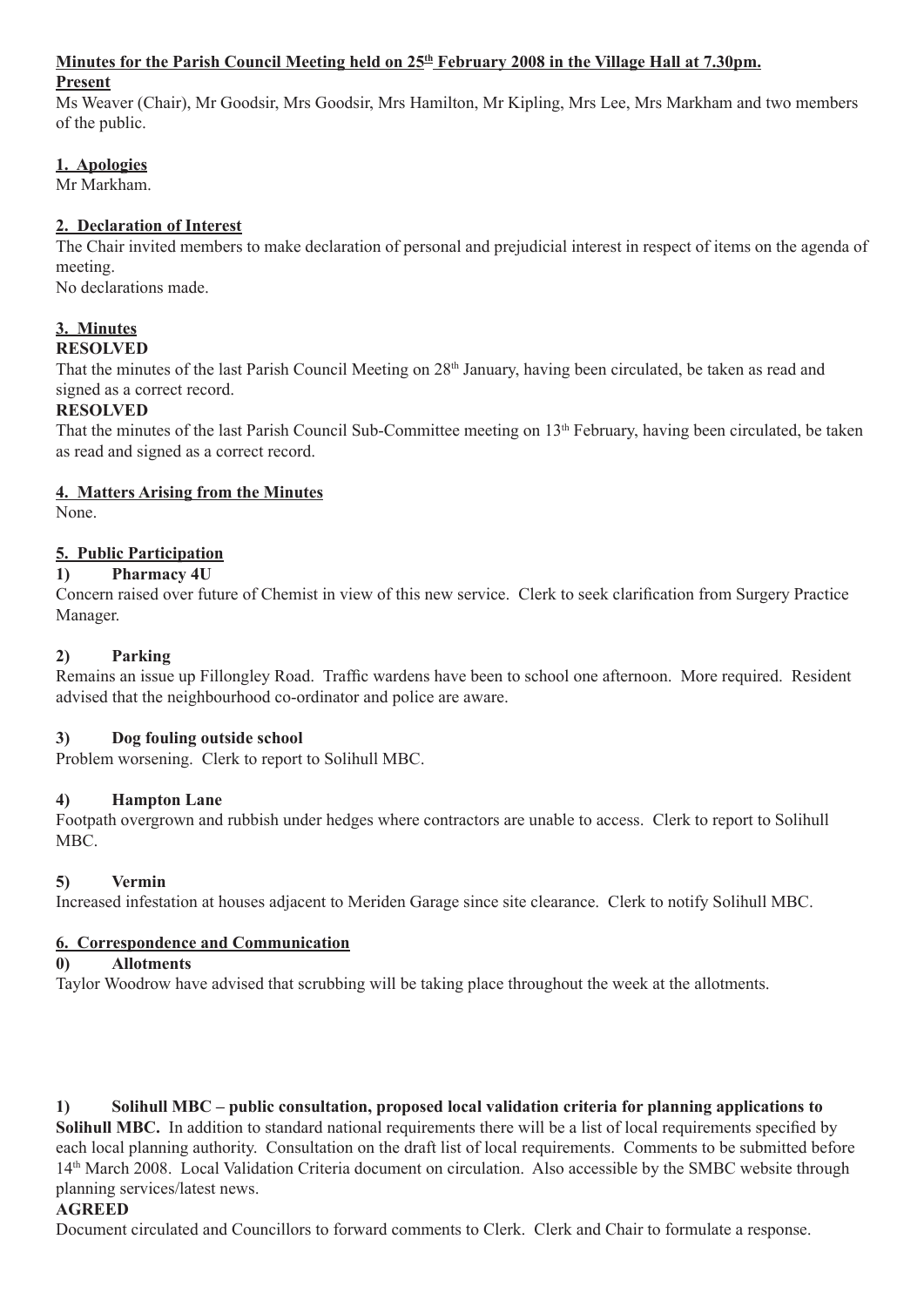**Minutes for the Parish Council Meeting held on 25th February 2008 in the Village Hall at 7.30pm.**

**Present**

Ms Weaver (Chair), Mr Goodsir, Mrs Goodsir, Mrs Hamilton, Mr Kipling, Mrs Lee, Mrs Markham and two members of the public.

**1. Apologies**

Mr Markham.

**2. Declaration of Interest**

The Chair invited members to make declaration of personal and prejudicial interest in respect of items on the agenda of meeting.

No declarations made.

**3. Minutes**

**RESOLVED**

That the minutes of the last Parish Council Meeting on 28th January, having been circulated, be taken as read and signed as a correct record.

**RESOLVED**

That the minutes of the last Parish Council Sub-Committee meeting on 13th February, having been circulated, be taken as read and signed as a correct record.

**4. Matters Arising from the Minutes**

None.

**5. Public Participation**

**1) Pharmacy 4U**

Concern raised over future of Chemist in view of this new service. Clerk to seek clarification from Surgery Practice Manager.

**2) Parking**

Remains an issue up Fillongley Road. Traffic wardens have been to school one afternoon. More required. Resident advised that the neighbourhood co-ordinator and police are aware.

**3) Dog fouling outside school**

Problem worsening. Clerk to report to Solihull MBC.

**4) Hampton Lane**

Footpath overgrown and rubbish under hedges where contractors are unable to access. Clerk to report to Solihull MBC.

**5) Vermin**

Increased infestation at houses adjacent to Meriden Garage since site clearance. Clerk to notify Solihull MBC.

**6. Correspondence and Communication**

**0) Allotments**

Taylor Woodrow have advised that scrubbing will be taking place throughout the week at the allotments.

**1) Solihull MBC – public consultation, proposed local validation criteria for planning applications to Solihull MBC.** In addition to standard national requirements there will be a list of local requirements specified by each local planning authority. Consultation on the draft list of local requirements. Comments to be submitted before 14th March 2008. Local Validation Criteria document on circulation. Also accessible by the SMBC website through planning services/latest news.

**AGREED**

Document circulated and Councillors to forward comments to Clerk. Clerk and Chair to formulate a response.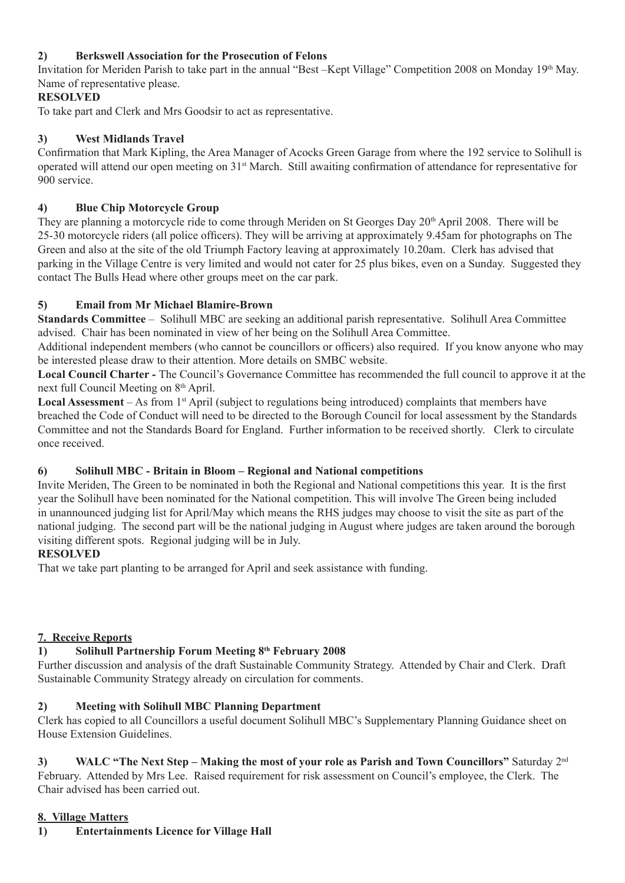**2) Berkswell Association for the Prosecution of Felons**

Invitation for Meriden Parish to take part in the annual "Best –Kept Village" Competition 2008 on Monday 19th May. Name of representative please.

**RESOLVED**

To take part and Clerk and Mrs Goodsir to act as representative.

**3) West Midlands Travel**

Confirmation that Mark Kipling, the Area Manager of Acocks Green Garage from where the 192 service to Solihull is operated will attend our open meeting on 31st March. Still awaiting confirmation of attendance for representative for 900 service.

**4) Blue Chip Motorcycle Group**

They are planning a motorcycle ride to come through Meriden on St Georges Day 20th April 2008. There will be 25-30 motorcycle riders (all police officers). They will be arriving at approximately 9.45am for photographs on The Green and also at the site of the old Triumph Factory leaving at approximately 10.20am. Clerk has advised that parking in the Village Centre is very limited and would not cater for 25 plus bikes, even on a Sunday. Suggested they contact The Bulls Head where other groups meet on the car park.

**5) Email from Mr Michael Blamire-Brown**

**Standards Committee** – Solihull MBC are seeking an additional parish representative. Solihull Area Committee advised. Chair has been nominated in view of her being on the Solihull Area Committee.

Additional independent members (who cannot be councillors or officers) also required. If you know anyone who may be interested please draw to their attention. More details on SMBC website.

**Local Council Charter -** The Council's Governance Committee has recommended the full council to approve it at the next full Council Meeting on 8th April.

**Local Assessment** – As from 1st April (subject to regulations being introduced) complaints that members have breached the Code of Conduct will need to be directed to the Borough Council for local assessment by the Standards Committee and not the Standards Board for England. Further information to be received shortly. Clerk to circulate once received.

**6) Solihull MBC - Britain in Bloom – Regional and National competitions**

Invite Meriden, The Green to be nominated in both the Regional and National competitions this year. It is the first year the Solihull have been nominated for the National competition. This will involve The Green being included in unannounced judging list for April/May which means the RHS judges may choose to visit the site as part of the national judging. The second part will be the national judging in August where judges are taken around the borough visiting different spots. Regional judging will be in July.

**RESOLVED**

That we take part planting to be arranged for April and seek assistance with funding.

## 7. Receive Reports

**1) Solihull Partnership Forum Meeting 8th February 2008**

Further discussion and analysis of the draft Sustainable Community Strategy. Attended by Chair and Clerk. Draft Sustainable Community Strategy already on circulation for comments.

**2) Meeting with Solihull MBC Planning Department**

Clerk has copied to all Councillors a useful document Solihull MBC's Supplementary Planning Guidance sheet on House Extension Guidelines.

**3) WALC "The Next Step – Making the most of your role as Parish and Town Councillors"** Saturday 2nd February. Attended by Mrs Lee. Raised requirement for risk assessment on Council's employee, the Clerk. The Chair advised has been carried out.

## 8. Village Matters

**1) Entertainments Licence for Village Hall**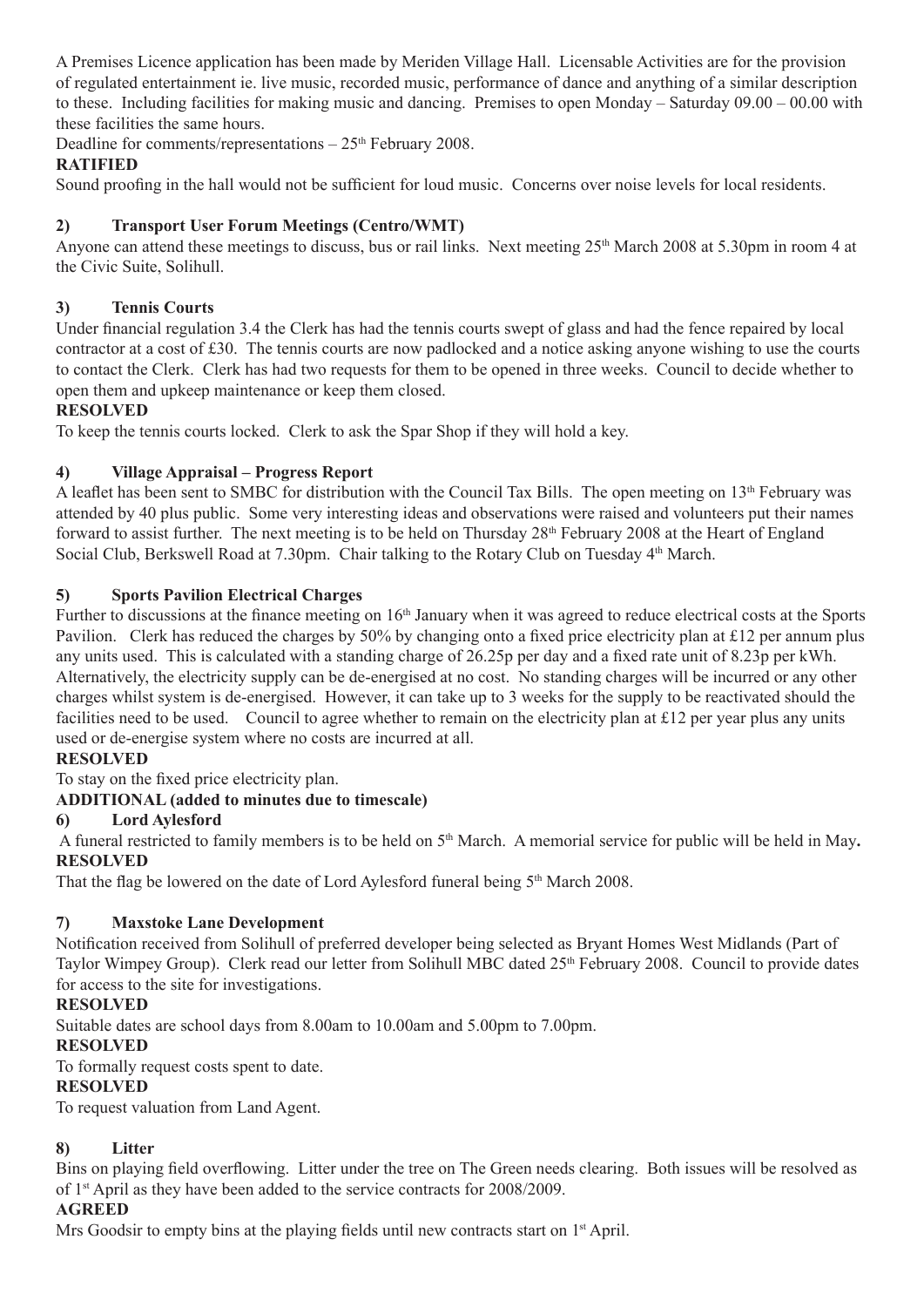A Premises Licence application has been made by Meriden Village Hall. Licensable Activities are for the provision of regulated entertainment ie. live music, recorded music, performance of dance and anything of a similar description to these. Including facilities for making music and dancing. Premises to open Monday – Saturday 09.00 – 00.00 with these facilities the same hours.

Deadline for comments/representations – 25th February 2008.

**RATIFIED**

Sound proofing in the hall would not be sufficient for loud music. Concerns over noise levels for local residents.

**2) Transport User Forum Meetings (Centro/WMT)**

Anyone can attend these meetings to discuss, bus or rail links. Next meeting 25th March 2008 at 5.30pm in room 4 at the Civic Suite, Solihull.

**3) Tennis Courts**

Under financial regulation 3.4 the Clerk has had the tennis courts swept of glass and had the fence repaired by local contractor at a cost of £30. The tennis courts are now padlocked and a notice asking anyone wishing to use the courts to contact the Clerk. Clerk has had two requests for them to be opened in three weeks. Council to decide whether to open them and upkeep maintenance or keep them closed.

**RESOLVED**

To keep the tennis courts locked. Clerk to ask the Spar Shop if they will hold a key.

**4) Village Appraisal – Progress Report**

A leaflet has been sent to SMBC for distribution with the Council Tax Bills. The open meeting on 13th February was attended by 40 plus public. Some very interesting ideas and observations were raised and volunteers put their names forward to assist further. The next meeting is to be held on Thursday 28th February 2008 at the Heart of England Social Club, Berkswell Road at 7.30pm. Chair talking to the Rotary Club on Tuesday 4th March.

**5) Sports Pavilion Electrical Charges**

Further to discussions at the finance meeting on 16th January when it was agreed to reduce electrical costs at the Sports Pavilion. Clerk has reduced the charges by 50% by changing onto a fixed price electricity plan at £12 per annum plus any units used. This is calculated with a standing charge of 26.25p per day and a fixed rate unit of 8.23p per kWh. Alternatively, the electricity supply can be de-energised at no cost. No standing charges will be incurred or any other charges whilst system is de-energised. However, it can take up to 3 weeks for the supply to be reactivated should the facilities need to be used. Council to agree whether to remain on the electricity plan at £12 per year plus any units used or de-energise system where no costs are incurred at all.

**RESOLVED**

To stay on the fixed price electricity plan.

**ADDITIONAL (added to minutes due to timescale)**

**6) Lord Aylesford**

A funeral restricted to family members is to be held on 5th March. A memorial service for public will be held in May**.**

**RESOLVED**

That the flag be lowered on the date of Lord Aylesford funeral being 5th March 2008.

**7) Maxstoke Lane Development**

Notification received from Solihull of preferred developer being selected as Bryant Homes West Midlands (Part of Taylor Wimpey Group). Clerk read our letter from Solihull MBC dated 25th February 2008. Council to provide dates for access to the site for investigations.

**RESOLVED**

Suitable dates are school days from 8.00am to 10.00am and 5.00pm to 7.00pm.

**RESOLVED**

To formally request costs spent to date.

**RESOLVED**

To request valuation from Land Agent.

**8) Litter**

Bins on playing field overflowing. Litter under the tree on The Green needs clearing. Both issues will be resolved as of 1st April as they have been added to the service contracts for 2008/2009.

**AGREED**

Mrs Goodsir to empty bins at the playing fields until new contracts start on 1st April.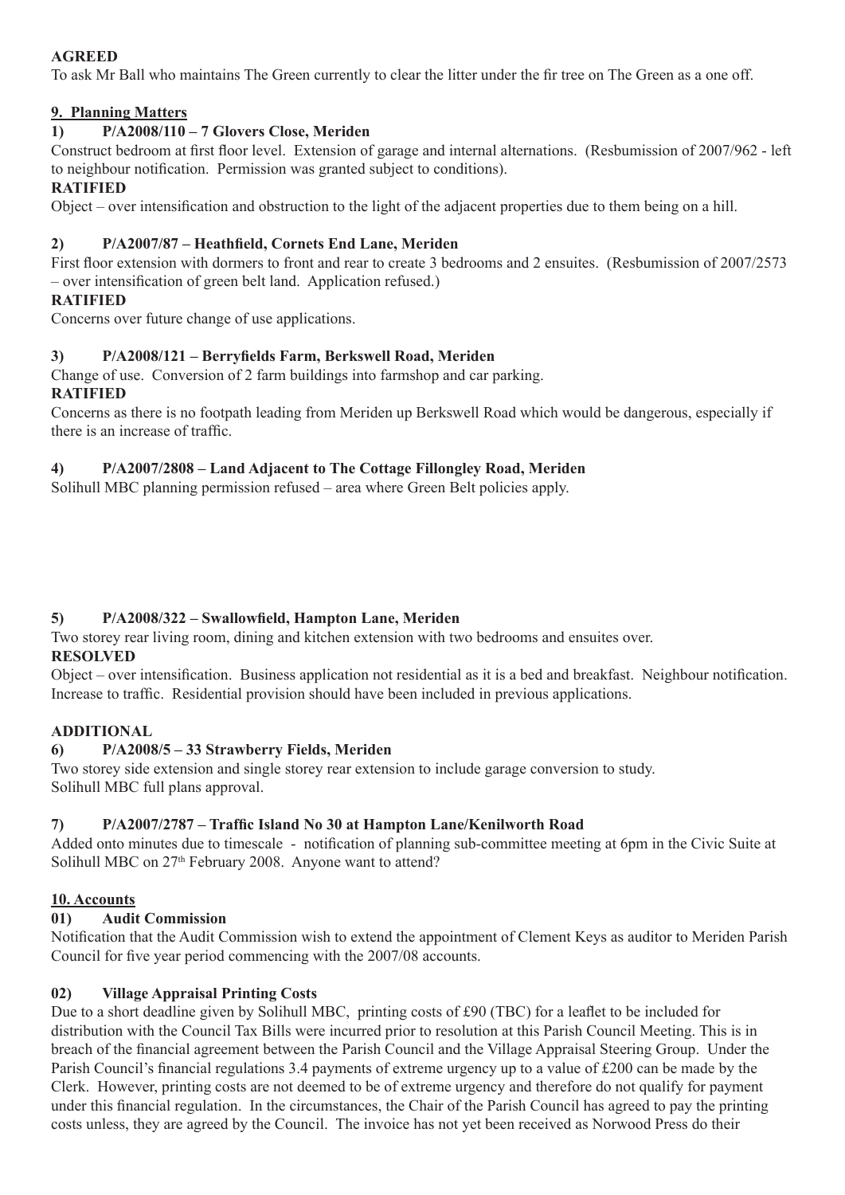**AGREED**

To ask Mr Ball who maintains The Green currently to clear the litter under the fir tree on The Green as a one off.

## 9. Planning Matters

### 1) P/A2008/110 – 7 Glovers Close, Meriden

Construct bedroom at first floor level. Extension of garage and internal alternations. (Resbumission of 2007/962 - left to neighbour notification. Permission was granted subject to conditions).

**RATIFIED**

Object – over intensification and obstruction to the light of the adjacent properties due to them being on a hill.

### 2) P/A2007/87 – Heathfield, Cornets End Lane, Meriden

First floor extension with dormers to front and rear to create 3 bedrooms and 2 ensuites. (Resbumission of 2007/2573 – over intensification of green belt land. Application refused.)

**RATIFIED**

Concerns over future change of use applications.

### 3) P/A2008/121 – Berryfields Farm, Berkswell Road, Meriden

Change of use. Conversion of 2 farm buildings into farmshop and car parking.

**RATIFIED**

Concerns as there is no footpath leading from Meriden up Berkswell Road which would be dangerous, especially if there is an increase of traffic.

### 4) P/A2007/2808 – Land Adjacent to The Cottage Fillongley Road, Meriden

Solihull MBC planning permission refused – area where Green Belt policies apply.

### 5) P/A2008/322 – Swallowfield, Hampton Lane, Meriden

Two storey rear living room, dining and kitchen extension with two bedrooms and ensuites over.

**RESOLVED**

Object – over intensification. Business application not residential as it is a bed and breakfast. Neighbour notification. Increase to traffic. Residential provision should have been included in previous applications.

**ADDITIONAL**

### 6) P/A2008/5 – 33 Strawberry Fields, Meriden

Two storey side extension and single storey rear extension to include garage conversion to study.
Solihull MBC full plans approval.

### 7) P/A2007/2787 – Traffic Island No 30 at Hampton Lane/Kenilworth Road

Added onto minutes due to timescale - notification of planning sub-committee meeting at 6pm in the Civic Suite at Solihull MBC on 27th February 2008. Anyone want to attend?

## 10. Accounts

### 01) Audit Commission

Notification that the Audit Commission wish to extend the appointment of Clement Keys as auditor to Meriden Parish Council for five year period commencing with the 2007/08 accounts.

### 02) Village Appraisal Printing Costs

Due to a short deadline given by Solihull MBC, printing costs of £90 (TBC) for a leaflet to be included for distribution with the Council Tax Bills were incurred prior to resolution at this Parish Council Meeting. This is in breach of the financial agreement between the Parish Council and the Village Appraisal Steering Group. Under the Parish Council's financial regulations 3.4 payments of extreme urgency up to a value of £200 can be made by the Clerk. However, printing costs are not deemed to be of extreme urgency and therefore do not qualify for payment under this financial regulation. In the circumstances, the Chair of the Parish Council has agreed to pay the printing costs unless, they are agreed by the Council. The invoice has not yet been received as Norwood Press do their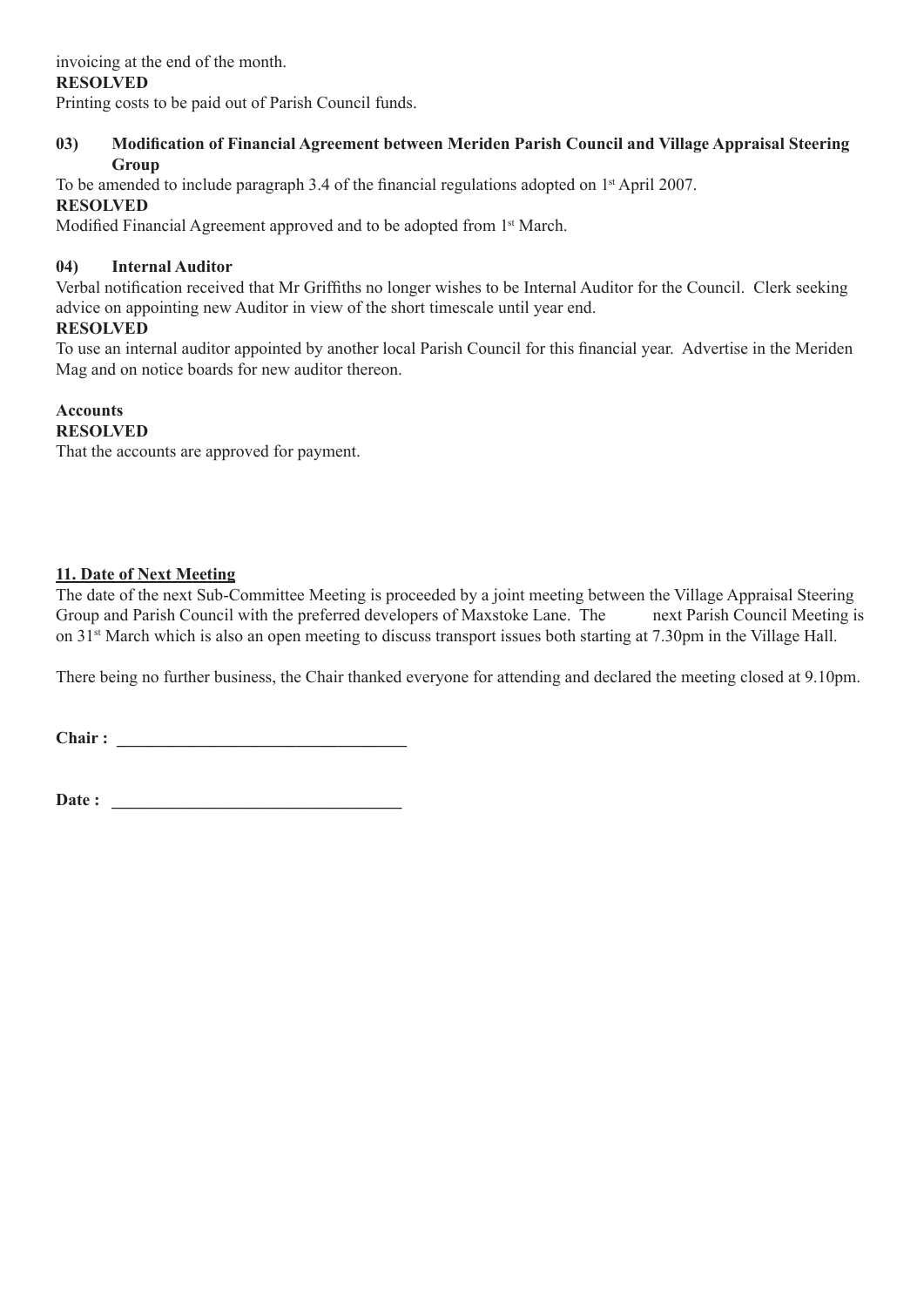invoicing at the end of the month.

**RESOLVED**

Printing costs to be paid out of Parish Council funds.

**03) Modification of Financial Agreement between Meriden Parish Council and Village Appraisal Steering Group**

To be amended to include paragraph 3.4 of the financial regulations adopted on 1st April 2007.

**RESOLVED**

Modified Financial Agreement approved and to be adopted from 1st March.

**04) Internal Auditor**

Verbal notification received that Mr Griffiths no longer wishes to be Internal Auditor for the Council. Clerk seeking advice on appointing new Auditor in view of the short timescale until year end.

**RESOLVED**

To use an internal auditor appointed by another local Parish Council for this financial year. Advertise in the Meriden Mag and on notice boards for new auditor thereon.

**Accounts**

**RESOLVED**

That the accounts are approved for payment.

**11. Date of Next Meeting**

The date of the next Sub-Committee Meeting is proceeded by a joint meeting between the Village Appraisal Steering Group and Parish Council with the preferred developers of Maxstoke Lane. The next Parish Council Meeting is on 31st March which is also an open meeting to discuss transport issues both starting at 7.30pm in the Village Hall.

There being no further business, the Chair thanked everyone for attending and declared the meeting closed at 9.10pm.

**Chair :** ___________________________________

**Date :** ___________________________________